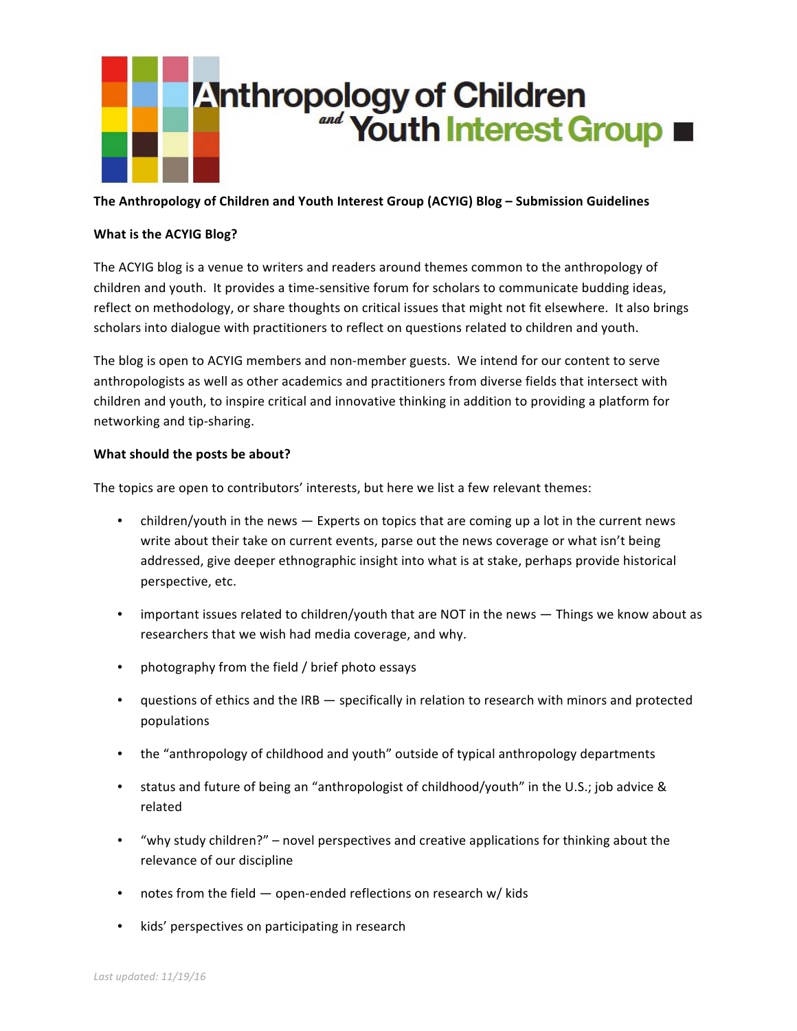Anthropology of Children and Youth Interest Group

**The Anthropology of Children and Youth Interest Group (ACYIG) Blog – Submission Guidelines**

**What is the ACYIG Blog?**

The ACYIG blog is a venue to writers and readers around themes common to the anthropology of children and youth. It provides a time-sensitive forum for scholars to communicate budding ideas, reflect on methodology, or share thoughts on critical issues that might not fit elsewhere. It also brings scholars into dialogue with practitioners to reflect on questions related to children and youth.

The blog is open to ACYIG members and non-member guests. We intend for our content to serve anthropologists as well as other academics and practitioners from diverse fields that intersect with children and youth, to inspire critical and innovative thinking in addition to providing a platform for networking and tip-sharing.

**What should the posts be about?**

The topics are open to contributors' interests, but here we list a few relevant themes:

- children/youth in the news — Experts on topics that are coming up a lot in the current news write about their take on current events, parse out the news coverage or what isn't being addressed, give deeper ethnographic insight into what is at stake, perhaps provide historical perspective, etc.
- important issues related to children/youth that are NOT in the news — Things we know about as researchers that we wish had media coverage, and why.
- photography from the field / brief photo essays
- questions of ethics and the IRB — specifically in relation to research with minors and protected populations
- the "anthropology of childhood and youth" outside of typical anthropology departments
- status and future of being an "anthropologist of childhood/youth" in the U.S.; job advice & related
- "why study children?" – novel perspectives and creative applications for thinking about the relevance of our discipline
- notes from the field — open-ended reflections on research w/ kids
- kids' perspectives on participating in research

*Last updated: 11/19/16*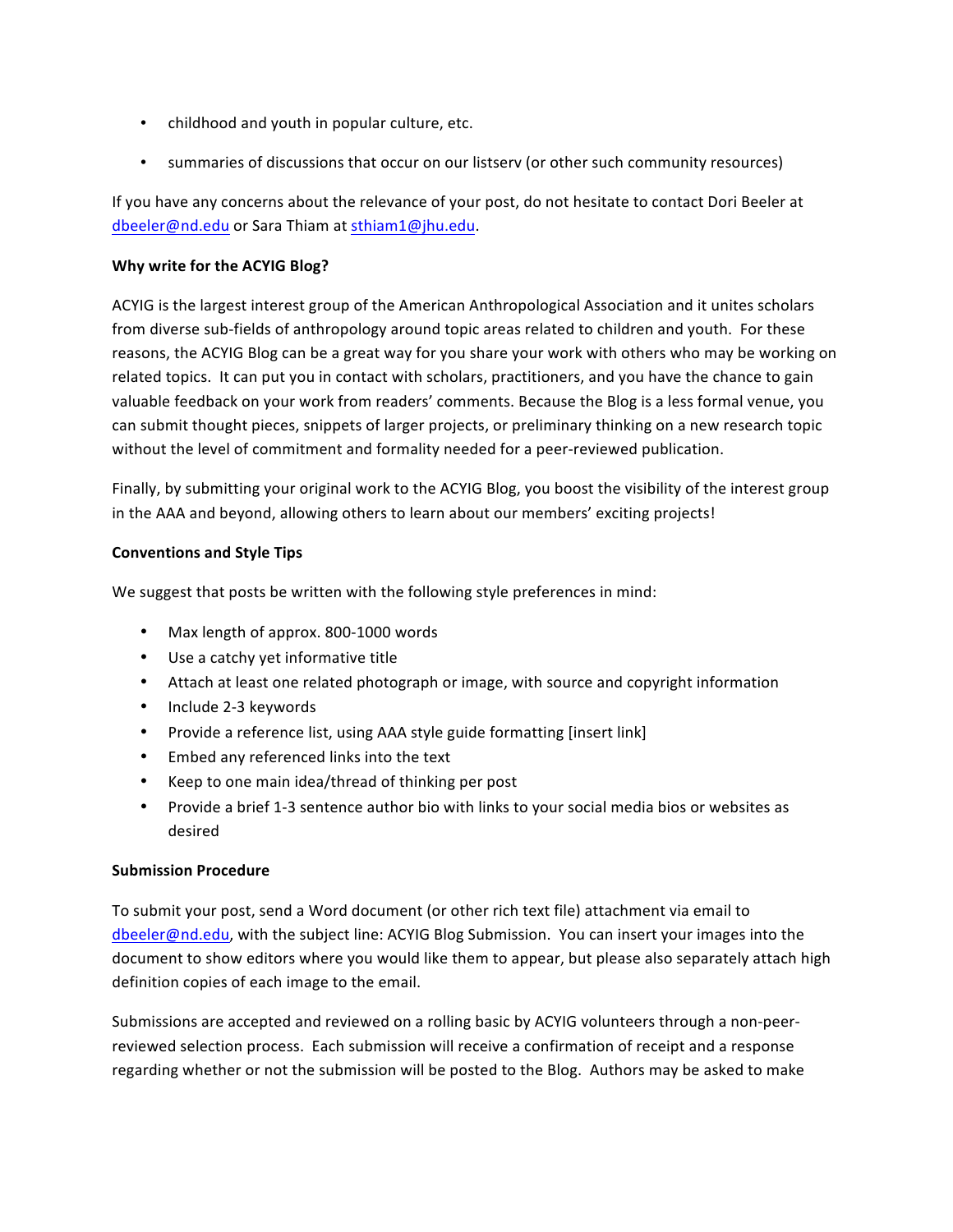- childhood and youth in popular culture, etc.
- summaries of discussions that occur on our listserv (or other such community resources)

If you have any concerns about the relevance of your post, do not hesitate to contact Dori Beeler at dbeeler@nd.edu or Sara Thiam at sthiam1@jhu.edu.

**Why write for the ACYIG Blog?**

ACYIG is the largest interest group of the American Anthropological Association and it unites scholars from diverse sub-fields of anthropology around topic areas related to children and youth. For these reasons, the ACYIG Blog can be a great way for you share your work with others who may be working on related topics. It can put you in contact with scholars, practitioners, and you have the chance to gain valuable feedback on your work from readers' comments. Because the Blog is a less formal venue, you can submit thought pieces, snippets of larger projects, or preliminary thinking on a new research topic without the level of commitment and formality needed for a peer-reviewed publication.

Finally, by submitting your original work to the ACYIG Blog, you boost the visibility of the interest group in the AAA and beyond, allowing others to learn about our members' exciting projects!

**Conventions and Style Tips**

We suggest that posts be written with the following style preferences in mind:

- Max length of approx. 800-1000 words
- Use a catchy yet informative title
- Attach at least one related photograph or image, with source and copyright information
- Include 2-3 keywords
- Provide a reference list, using AAA style guide formatting [insert link]
- Embed any referenced links into the text
- Keep to one main idea/thread of thinking per post
- Provide a brief 1-3 sentence author bio with links to your social media bios or websites as desired

**Submission Procedure**

To submit your post, send a Word document (or other rich text file) attachment via email to dbeeler@nd.edu, with the subject line: ACYIG Blog Submission. You can insert your images into the document to show editors where you would like them to appear, but please also separately attach high definition copies of each image to the email.

Submissions are accepted and reviewed on a rolling basic by ACYIG volunteers through a non-peer-reviewed selection process. Each submission will receive a confirmation of receipt and a response regarding whether or not the submission will be posted to the Blog. Authors may be asked to make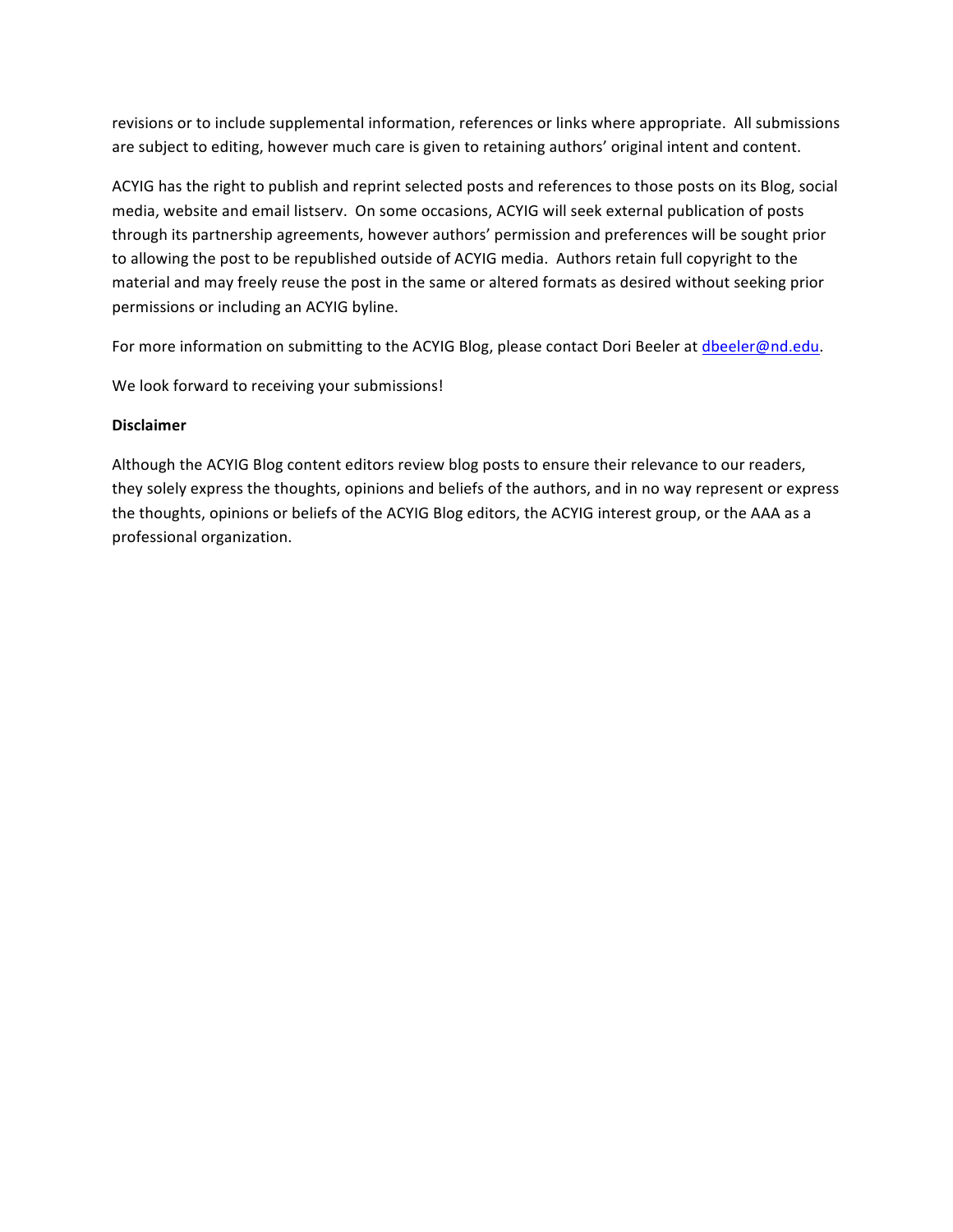revisions or to include supplemental information, references or links where appropriate. All submissions are subject to editing, however much care is given to retaining authors' original intent and content.

ACYIG has the right to publish and reprint selected posts and references to those posts on its Blog, social media, website and email listserv. On some occasions, ACYIG will seek external publication of posts through its partnership agreements, however authors' permission and preferences will be sought prior to allowing the post to be republished outside of ACYIG media. Authors retain full copyright to the material and may freely reuse the post in the same or altered formats as desired without seeking prior permissions or including an ACYIG byline.

For more information on submitting to the ACYIG Blog, please contact Dori Beeler at dbeeler@nd.edu.

We look forward to receiving your submissions!

**Disclaimer**

Although the ACYIG Blog content editors review blog posts to ensure their relevance to our readers, they solely express the thoughts, opinions and beliefs of the authors, and in no way represent or express the thoughts, opinions or beliefs of the ACYIG Blog editors, the ACYIG interest group, or the AAA as a professional organization.